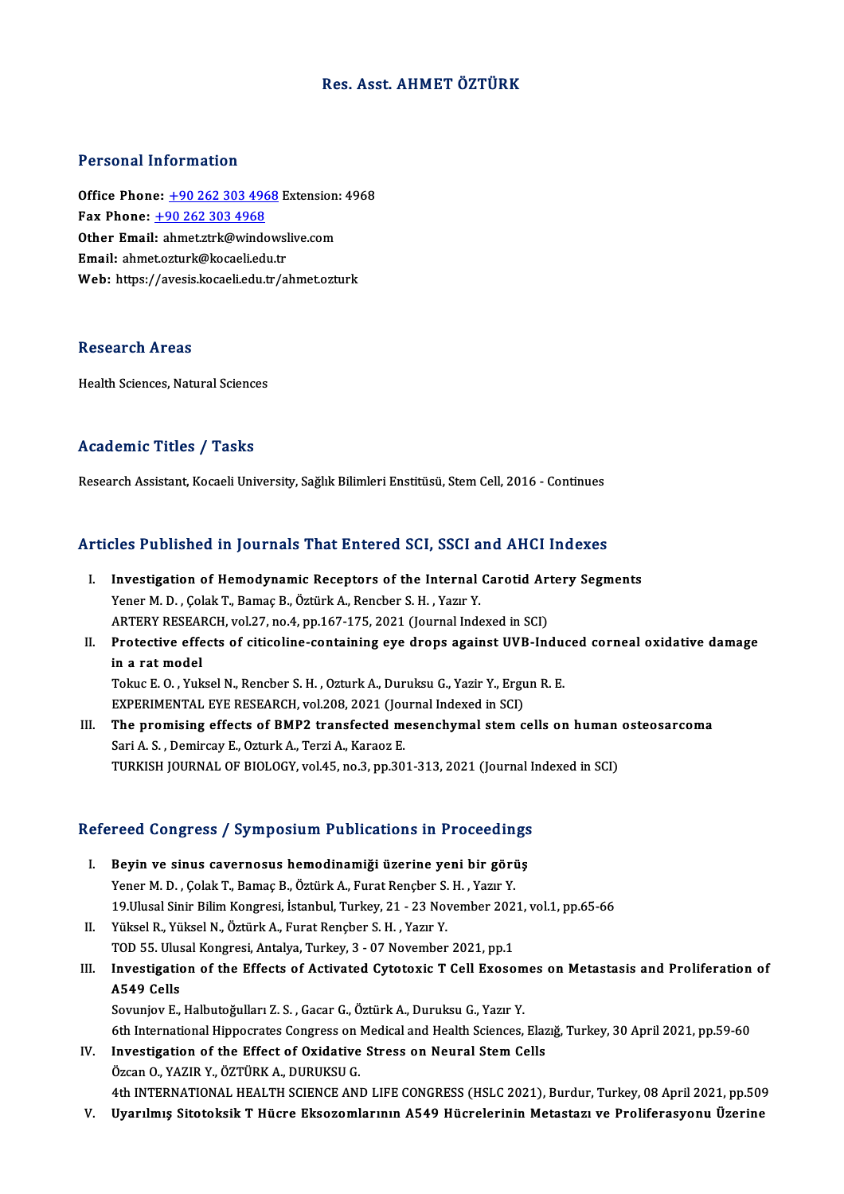# Res. Asst. AHMET ÖZTÜRK

## Personal Information

**Office Phone:** +90 262 303 4968 Extension: 4968
**Fax Phone:** +90 262 303 4968
**Other Email:** ahmet.ztrk@windowslive.com
**Email:** ahmet.ozturk@kocaeli.edu.tr
**Web:** https://avesis.kocaeli.edu.tr/ahmet.ozturk

## Research Areas

Health Sciences, Natural Sciences

## Academic Titles / Tasks

Research Assistant, Kocaeli University, Sağlık Bilimleri Enstitüsü, Stem Cell, 2016 - Continues

## Articles Published in Journals That Entered SCI, SSCI and AHCI Indexes

I. **Investigation of Hemodynamic Receptors of the Internal Carotid Artery Segments**
Yener M. D. , Çolak T., Bamaç B., Öztürk A., Rencber S. H. , Yazır Y.
ARTERY RESEARCH, vol.27, no.4, pp.167-175, 2021 (Journal Indexed in SCI)

II. **Protective effects of citicoline-containing eye drops against UVB-Induced corneal oxidative damage in a rat model**
Tokuc E. O. , Yuksel N., Rencber S. H. , Ozturk A., Duruksu G., Yazir Y., Ergun R. E.
EXPERIMENTAL EYE RESEARCH, vol.208, 2021 (Journal Indexed in SCI)

III. **The promising effects of BMP2 transfected mesenchymal stem cells on human osteosarcoma**
Sari A. S. , Demircay E., Ozturk A., Terzi A., Karaoz E.
TURKISH JOURNAL OF BIOLOGY, vol.45, no.3, pp.301-313, 2021 (Journal Indexed in SCI)

## Refereed Congress / Symposium Publications in Proceedings

I. **Beyin ve sinus cavernosus hemodinamiği üzerine yeni bir görüş**
Yener M. D. , Çolak T., Bamaç B., Öztürk A., Furat Rençber S. H. , Yazır Y.
19.Ulusal Sinir Bilim Kongresi, İstanbul, Turkey, 21 - 23 November 2021, vol.1, pp.65-66

II. Yüksel R., Yüksel N., Öztürk A., Furat Rençber S. H. , Yazır Y.
TOD 55. Ulusal Kongresi, Antalya, Turkey, 3 - 07 November 2021, pp.1

III. **Investigation of the Effects of Activated Cytotoxic T Cell Exosomes on Metastasis and Proliferation of A549 Cells**
Sovunjov E., Halbutoğulları Z. S. , Gacar G., Öztürk A., Duruksu G., Yazır Y.
6th International Hippocrates Congress on Medical and Health Sciences, Elazığ, Turkey, 30 April 2021, pp.59-60

IV. **Investigation of the Effect of Oxidative Stress on Neural Stem Cells**
Özcan O., YAZIR Y., ÖZTÜRK A., DURUKSU G.
4th INTERNATIONAL HEALTH SCIENCE AND LIFE CONGRESS (HSLC 2021), Burdur, Turkey, 08 April 2021, pp.509

V. **Uyarılmış Sitotoksik T Hücre Eksozomlarının A549 Hücrelerinin Metastazı ve Proliferasyonu Üzerine**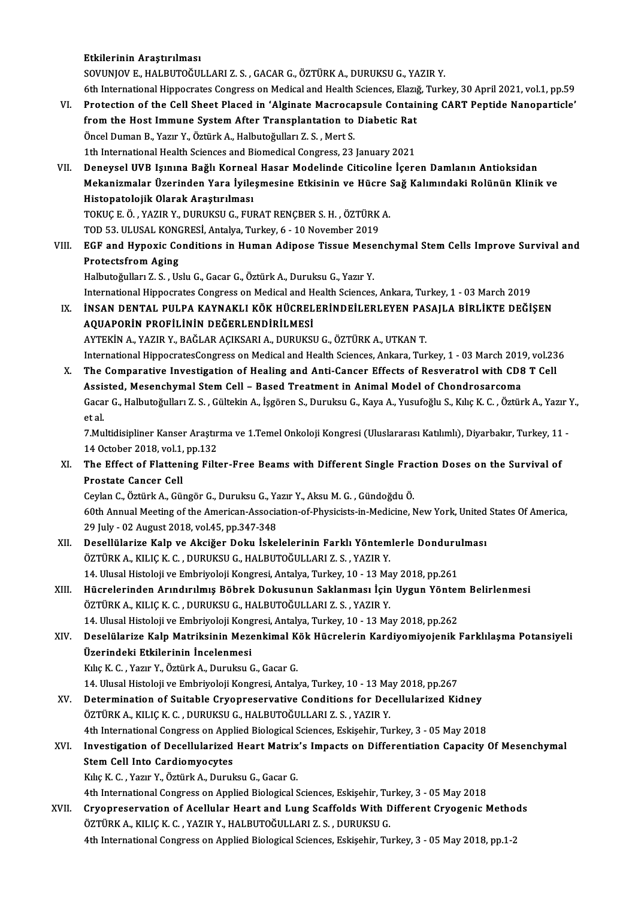**Etkilerinin Araştırılması**
SOVUNJOV E., HALBUTOĞULLARI Z. S. , GACAR G., ÖZTÜRK A., DURUKSU G., YAZIR Y.
6th International Hippocrates Congress on Medical and Health Sciences, Elazığ, Turkey, 30 April 2021, vol.1, pp.59

VI. **Protection of the Cell Sheet Placed in 'Alginate Macrocapsule Containing CART Peptide Nanoparticle' from the Host Immune System After Transplantation to Diabetic Rat**
Öncel Duman B., Yazır Y., Öztürk A., Halbutoğulları Z. S. , Mert S.
1th International Health Sciences and Biomedical Congress, 23 January 2021

VII. **Deneysel UVB Işınına Bağlı Korneal Hasar Modelinde Citicoline İçeren Damlanın Antioksidan Mekanizmalar Üzerinden Yara İyileşmesine Etkisinin ve Hücre Sağ Kalımındaki Rolünün Klinik ve Histopatolojik Olarak Araştırılması**
TOKUÇ E. Ö. , YAZIR Y., DURUKSU G., FURAT RENÇBER S. H. , ÖZTÜRK A.
TOD 53. ULUSAL KONGRESİ, Antalya, Turkey, 6 - 10 November 2019

VIII. **EGF and Hypoxic Conditions in Human Adipose Tissue Mesenchymal Stem Cells Improve Survival and Protectsfrom Aging**
Halbutoğulları Z. S. , Uslu G., Gacar G., Öztürk A., Duruksu G., Yazır Y.
International Hippocrates Congress on Medical and Health Sciences, Ankara, Turkey, 1 - 03 March 2019

IX. **İNSAN DENTAL PULPA KAYNAKLI KÖK HÜCRELERİNDEİLERLEYEN PASAJLA BİRLİKTE DEĞİŞEN AQUAPORİN PROFİLİNİN DEĞERLENDİRİLMESİ**
AYTEKİN A., YAZIR Y., BAĞLAR AÇIKSARI A., DURUKSU G., ÖZTÜRK A., UTKAN T.
International HippocratesCongress on Medical and Health Sciences, Ankara, Turkey, 1 - 03 March 2019, vol.236

X. **The Comparative Investigation of Healing and Anti-Cancer Effects of Resveratrol with CD8 T Cell Assisted, Mesenchymal Stem Cell – Based Treatment in Animal Model of Chondrosarcoma**
Gacar G., Halbutoğulları Z. S. , Gültekin A., İşgören S., Duruksu G., Kaya A., Yusufoğlu S., Kılıç K. C. , Öztürk A., Yazır Y., et al.
7.Multidisipliner Kanser Araştırma ve 1.Temel Onkoloji Kongresi (Uluslararası Katılımlı), Diyarbakır, Turkey, 11 - 14 October 2018, vol.1, pp.132

XI. **The Effect of Flattening Filter-Free Beams with Different Single Fraction Doses on the Survival of Prostate Cancer Cell**
Ceylan C., Öztürk A., Güngör G., Duruksu G., Yazır Y., Aksu M. G. , Gündoğdu Ö.
60th Annual Meeting of the American-Association-of-Physicists-in-Medicine, New York, United States Of America, 29 July - 02 August 2018, vol.45, pp.347-348

XII. **Desellülarize Kalp ve Akciğer Doku İskelelerinin Farklı Yöntemlerle Dondurulması**
ÖZTÜRK A., KILIÇ K. C. , DURUKSU G., HALBUTOĞULLARI Z. S. , YAZIR Y.
14. Ulusal Histoloji ve Embriyoloji Kongresi, Antalya, Turkey, 10 - 13 May 2018, pp.261

XIII. **Hücrelerinden Arındırılmış Böbrek Dokusunun Saklanması İçin Uygun Yöntem Belirlenmesi**
ÖZTÜRK A., KILIÇ K. C. , DURUKSU G., HALBUTOĞULLARI Z. S. , YAZIR Y.
14. Ulusal Histoloji ve Embriyoloji Kongresi, Antalya, Turkey, 10 - 13 May 2018, pp.262

XIV. **Deselülarize Kalp Matriksinin Mezenkimal Kök Hücrelerin Kardiyomiyojenik Farklılaşma Potansiyeli Üzerindeki Etkilerinin İncelenmesi**
Kılıç K. C. , Yazır Y., Öztürk A., Duruksu G., Gacar G.
14. Ulusal Histoloji ve Embriyoloji Kongresi, Antalya, Turkey, 10 - 13 May 2018, pp.267

XV. **Determination of Suitable Cryopreservative Conditions for Decellularized Kidney**
ÖZTÜRK A., KILIÇ K. C. , DURUKSU G., HALBUTOĞULLARI Z. S. , YAZIR Y.
4th International Congress on Applied Biological Sciences, Eskişehir, Turkey, 3 - 05 May 2018

XVI. **Investigation of Decellularized Heart Matrix's Impacts on Differentiation Capacity Of Mesenchymal Stem Cell Into Cardiomyocytes**
Kılıç K. C. , Yazır Y., Öztürk A., Duruksu G., Gacar G.
4th International Congress on Applied Biological Sciences, Eskişehir, Turkey, 3 - 05 May 2018

XVII. **Cryopreservation of Acellular Heart and Lung Scaffolds With Different Cryogenic Methods**
ÖZTÜRK A., KILIÇ K. C. , YAZIR Y., HALBUTOĞULLARI Z. S. , DURUKSU G.
4th International Congress on Applied Biological Sciences, Eskişehir, Turkey, 3 - 05 May 2018, pp.1-2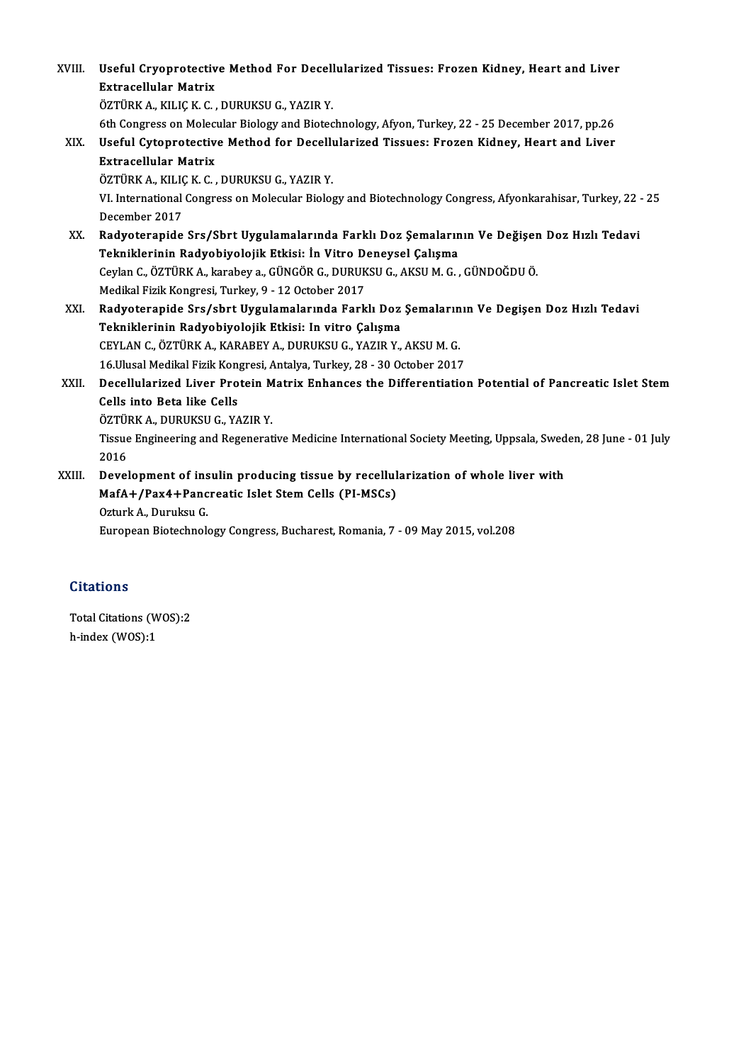XVIII. **Useful Cryoprotective Method For Decellularized Tissues: Frozen Kidney, Heart and Liver Extracellular Matrix**
ÖZTÜRK A., KILIÇ K. C. , DURUKSU G., YAZIR Y.
6th Congress on Molecular Biology and Biotechnology, Afyon, Turkey, 22 - 25 December 2017, pp.26

XIX. **Useful Cytoprotective Method for Decellularized Tissues: Frozen Kidney, Heart and Liver Extracellular Matrix**
ÖZTÜRK A., KILIÇ K. C. , DURUKSU G., YAZIR Y.
VI. International Congress on Molecular Biology and Biotechnology Congress, Afyonkarahisar, Turkey, 22 - 25 December 2017

XX. **Radyoterapide Srs/Sbrt Uygulamalarında Farklı Doz Şemalarının Ve Değişen Doz Hızlı Tedavi Tekniklerinin Radyobiyolojik Etkisi: İn Vitro Deneysel Çalışma**
Ceylan C., ÖZTÜRK A., karabey a., GÜNGÖR G., DURUKSU G., AKSU M. G. , GÜNDOĞDU Ö.
Medikal Fizik Kongresi, Turkey, 9 - 12 October 2017

XXI. **Radyoterapide Srs/sbrt Uygulamalarında Farklı Doz Şemalarının Ve Degişen Doz Hızlı Tedavi Tekniklerinin Radyobiyolojik Etkisi: In vitro Çalışma**
CEYLAN C., ÖZTÜRK A., KARABEY A., DURUKSU G., YAZIR Y., AKSU M. G.
16.Ulusal Medikal Fizik Kongresi, Antalya, Turkey, 28 - 30 October 2017

XXII. **Decellularized Liver Protein Matrix Enhances the Differentiation Potential of Pancreatic Islet Stem Cells into Beta like Cells**
ÖZTÜRK A., DURUKSU G., YAZIR Y.
Tissue Engineering and Regenerative Medicine International Society Meeting, Uppsala, Sweden, 28 June - 01 July 2016

XXIII. **Development of insulin producing tissue by recellularization of whole liver with MafA+/Pax4+Pancreatic Islet Stem Cells (PI-MSCs)**
Ozturk A., Duruksu G.
European Biotechnology Congress, Bucharest, Romania, 7 - 09 May 2015, vol.208

## Citations

Total Citations (WOS):2
h-index (WOS):1